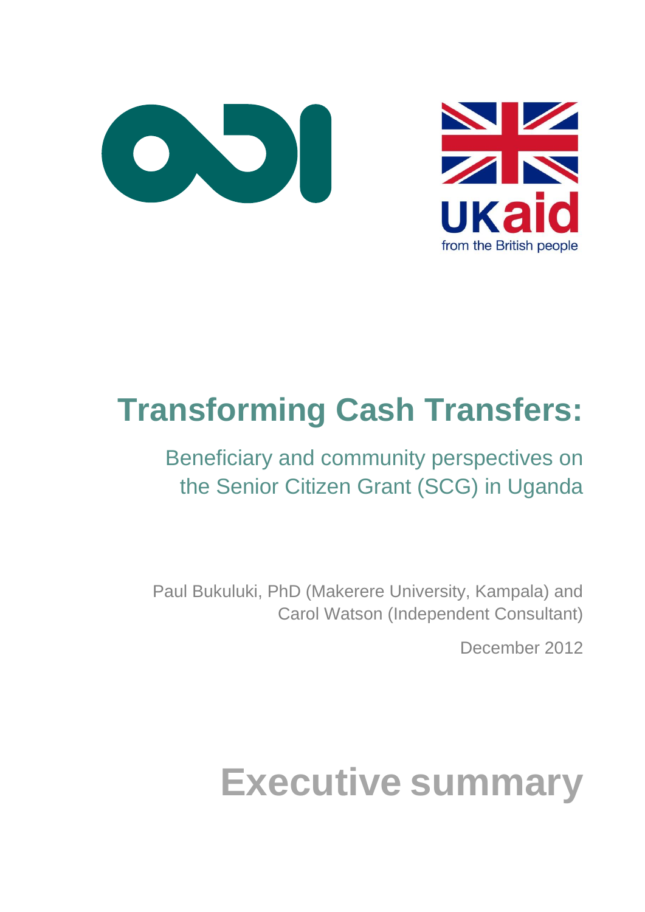# Transforming Cash Transfers:

## Beneficiary and community perspectives on the Senior Citizen Grant (SCG) in Uganda

Paul Bukuluki, PhD (Makerere University, Kampala) and Carol Watson (Independent Consultant)

December 2012

# Executive summary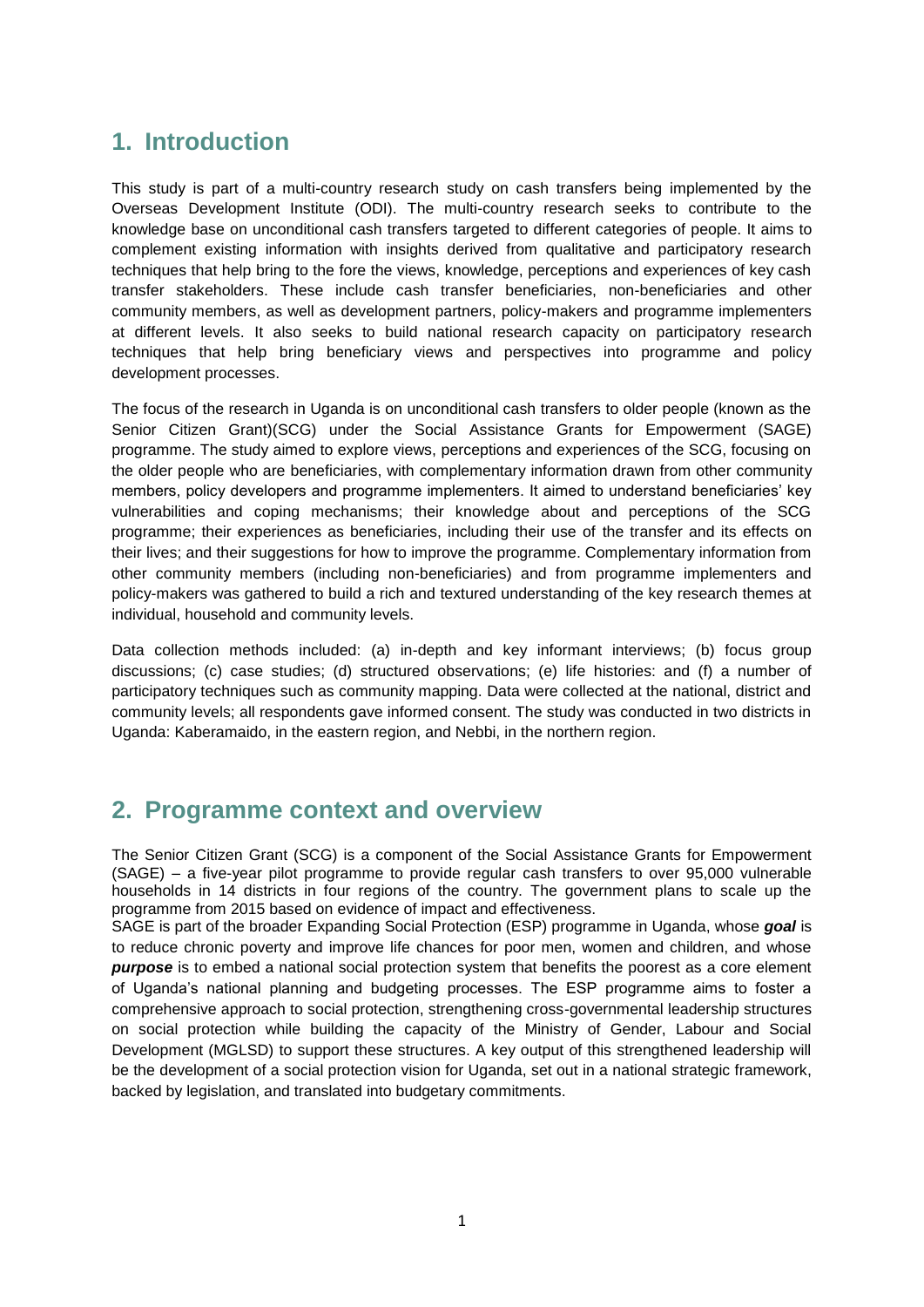# 1. Introduction

This study is part of a multi-country research study on cash transfers being implemented by the Overseas Development Institute (ODI). The multi-country research seeks to contribute to the knowledge base on unconditional cash transfers targeted to different categories of people. It aims to complement existing information with insights derived from qualitative and participatory research techniques that help bring to the fore the views, knowledge, perceptions and experiences of key cash transfer stakeholders. These include cash transfer beneficiaries, non-beneficiaries and other community members, as well as development partners, policy-makers and programme implementers at different levels. It also seeks to build national research capacity on participatory research techniques that help bring beneficiary views and perspectives into programme and policy development processes.

The focus of the research in Uganda is on unconditional cash transfers to older people (known as the Senior Citizen Grant)(SCG) under the Social Assistance Grants for Empowerment (SAGE) programme. The study aimed to explore views, perceptions and experiences of the SCG, focusing on the older people who are beneficiaries, with complementary information drawn from other community members, policy developers and programme implementers. It aimed to understand beneficiaries' key vulnerabilities and coping mechanisms; their knowledge about and perceptions of the SCG programme; their experiences as beneficiaries, including their use of the transfer and its effects on their lives; and their suggestions for how to improve the programme. Complementary information from other community members (including non-beneficiaries) and from programme implementers and policy-makers was gathered to build a rich and textured understanding of the key research themes at individual, household and community levels.

Data collection methods included: (a) in-depth and key informant interviews; (b) focus group discussions; (c) case studies; (d) structured observations; (e) life histories: and (f) a number of participatory techniques such as community mapping. Data were collected at the national, district and community levels; all respondents gave informed consent. The study was conducted in two districts in Uganda: Kaberamaido, in the eastern region, and Nebbi, in the northern region.

# 2. Programme context and overview

The Senior Citizen Grant (SCG) is a component of the Social Assistance Grants for Empowerment (SAGE) – a five-year pilot programme to provide regular cash transfers to over 95,000 vulnerable households in 14 districts in four regions of the country. The government plans to scale up the programme from 2015 based on evidence of impact and effectiveness.

SAGE is part of the broader Expanding Social Protection (ESP) programme in Uganda, whose ***goal*** is to reduce chronic poverty and improve life chances for poor men, women and children, and whose ***purpose*** is to embed a national social protection system that benefits the poorest as a core element of Uganda's national planning and budgeting processes. The ESP programme aims to foster a comprehensive approach to social protection, strengthening cross-governmental leadership structures on social protection while building the capacity of the Ministry of Gender, Labour and Social Development (MGLSD) to support these structures. A key output of this strengthened leadership will be the development of a social protection vision for Uganda, set out in a national strategic framework, backed by legislation, and translated into budgetary commitments.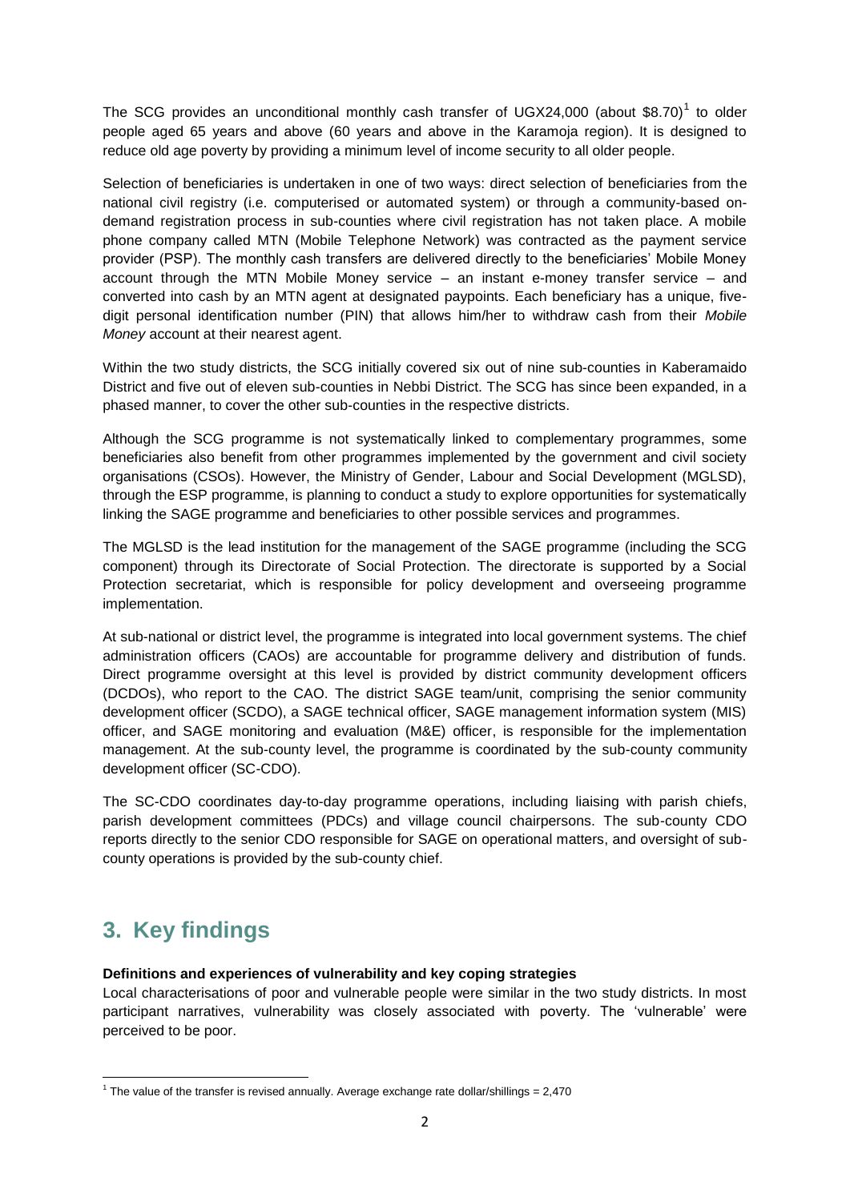The SCG provides an unconditional monthly cash transfer of UGX24,000 (about \$8.70)[1] to older people aged 65 years and above (60 years and above in the Karamoja region). It is designed to reduce old age poverty by providing a minimum level of income security to all older people.

Selection of beneficiaries is undertaken in one of two ways: direct selection of beneficiaries from the national civil registry (i.e. computerised or automated system) or through a community-based on-demand registration process in sub-counties where civil registration has not taken place. A mobile phone company called MTN (Mobile Telephone Network) was contracted as the payment service provider (PSP). The monthly cash transfers are delivered directly to the beneficiaries' Mobile Money account through the MTN Mobile Money service – an instant e-money transfer service – and converted into cash by an MTN agent at designated paypoints. Each beneficiary has a unique, five-digit personal identification number (PIN) that allows him/her to withdraw cash from their *Mobile Money* account at their nearest agent.

Within the two study districts, the SCG initially covered six out of nine sub-counties in Kaberamaido District and five out of eleven sub-counties in Nebbi District. The SCG has since been expanded, in a phased manner, to cover the other sub-counties in the respective districts.

Although the SCG programme is not systematically linked to complementary programmes, some beneficiaries also benefit from other programmes implemented by the government and civil society organisations (CSOs). However, the Ministry of Gender, Labour and Social Development (MGLSD), through the ESP programme, is planning to conduct a study to explore opportunities for systematically linking the SAGE programme and beneficiaries to other possible services and programmes.

The MGLSD is the lead institution for the management of the SAGE programme (including the SCG component) through its Directorate of Social Protection. The directorate is supported by a Social Protection secretariat, which is responsible for policy development and overseeing programme implementation.

At sub-national or district level, the programme is integrated into local government systems. The chief administration officers (CAOs) are accountable for programme delivery and distribution of funds. Direct programme oversight at this level is provided by district community development officers (DCDOs), who report to the CAO. The district SAGE team/unit, comprising the senior community development officer (SCDO), a SAGE technical officer, SAGE management information system (MIS) officer, and SAGE monitoring and evaluation (M&E) officer, is responsible for the implementation management. At the sub-county level, the programme is coordinated by the sub-county community development officer (SC-CDO).

The SC-CDO coordinates day-to-day programme operations, including liaising with parish chiefs, parish development committees (PDCs) and village council chairpersons. The sub-county CDO reports directly to the senior CDO responsible for SAGE on operational matters, and oversight of sub-county operations is provided by the sub-county chief.

# 3. Key findings

**Definitions and experiences of vulnerability and key coping strategies**

Local characterisations of poor and vulnerable people were similar in the two study districts. In most participant narratives, vulnerability was closely associated with poverty. The 'vulnerable' were perceived to be poor.

---

[1] The value of the transfer is revised annually. Average exchange rate dollar/shillings = 2,470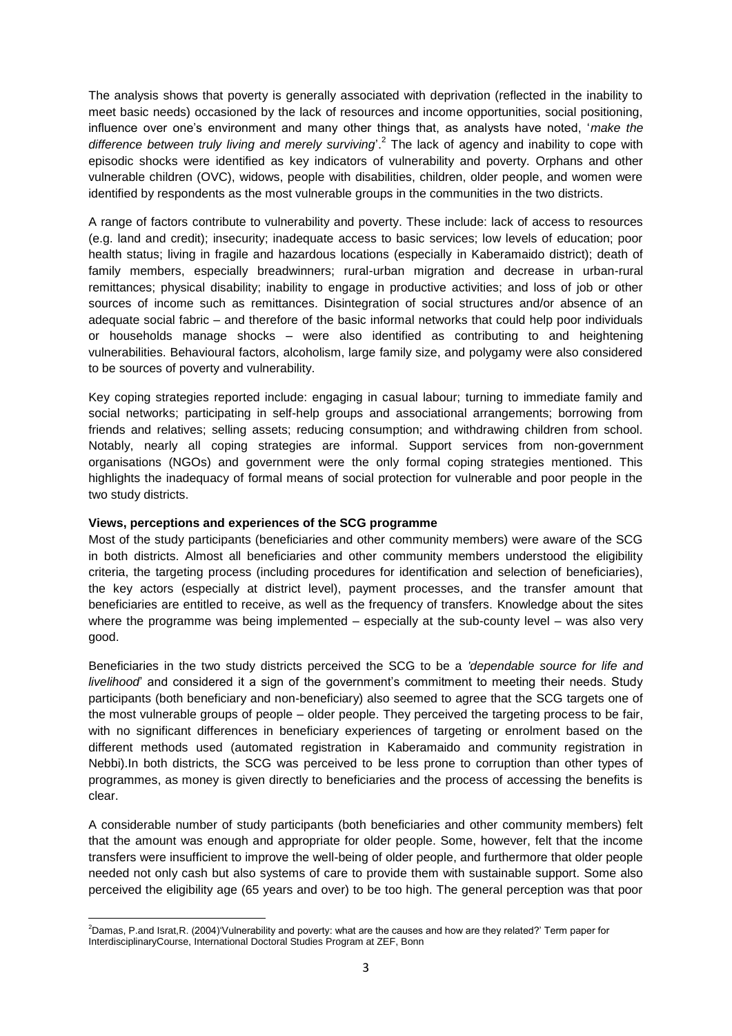The analysis shows that poverty is generally associated with deprivation (reflected in the inability to meet basic needs) occasioned by the lack of resources and income opportunities, social positioning, influence over one's environment and many other things that, as analysts have noted, '*make the difference between truly living and merely surviving*'.[2] The lack of agency and inability to cope with episodic shocks were identified as key indicators of vulnerability and poverty. Orphans and other vulnerable children (OVC), widows, people with disabilities, children, older people, and women were identified by respondents as the most vulnerable groups in the communities in the two districts.

A range of factors contribute to vulnerability and poverty. These include: lack of access to resources (e.g. land and credit); insecurity; inadequate access to basic services; low levels of education; poor health status; living in fragile and hazardous locations (especially in Kaberamaido district); death of family members, especially breadwinners; rural-urban migration and decrease in urban-rural remittances; physical disability; inability to engage in productive activities; and loss of job or other sources of income such as remittances. Disintegration of social structures and/or absence of an adequate social fabric – and therefore of the basic informal networks that could help poor individuals or households manage shocks – were also identified as contributing to and heightening vulnerabilities. Behavioural factors, alcoholism, large family size, and polygamy were also considered to be sources of poverty and vulnerability.

Key coping strategies reported include: engaging in casual labour; turning to immediate family and social networks; participating in self-help groups and associational arrangements; borrowing from friends and relatives; selling assets; reducing consumption; and withdrawing children from school. Notably, nearly all coping strategies are informal. Support services from non-government organisations (NGOs) and government were the only formal coping strategies mentioned. This highlights the inadequacy of formal means of social protection for vulnerable and poor people in the two study districts.

**Views, perceptions and experiences of the SCG programme**

Most of the study participants (beneficiaries and other community members) were aware of the SCG in both districts. Almost all beneficiaries and other community members understood the eligibility criteria, the targeting process (including procedures for identification and selection of beneficiaries), the key actors (especially at district level), payment processes, and the transfer amount that beneficiaries are entitled to receive, as well as the frequency of transfers. Knowledge about the sites where the programme was being implemented – especially at the sub-county level – was also very good.

Beneficiaries in the two study districts perceived the SCG to be a *'dependable source for life and livelihood*' and considered it a sign of the government's commitment to meeting their needs. Study participants (both beneficiary and non-beneficiary) also seemed to agree that the SCG targets one of the most vulnerable groups of people – older people. They perceived the targeting process to be fair, with no significant differences in beneficiary experiences of targeting or enrolment based on the different methods used (automated registration in Kaberamaido and community registration in Nebbi).In both districts, the SCG was perceived to be less prone to corruption than other types of programmes, as money is given directly to beneficiaries and the process of accessing the benefits is clear.

A considerable number of study participants (both beneficiaries and other community members) felt that the amount was enough and appropriate for older people. Some, however, felt that the income transfers were insufficient to improve the well-being of older people, and furthermore that older people needed not only cash but also systems of care to provide them with sustainable support. Some also perceived the eligibility age (65 years and over) to be too high. The general perception was that poor

---

[2] Damas, P.and Israt,R. (2004)'Vulnerability and poverty: what are the causes and how are they related?' Term paper for InterdisciplinaryCourse, International Doctoral Studies Program at ZEF, Bonn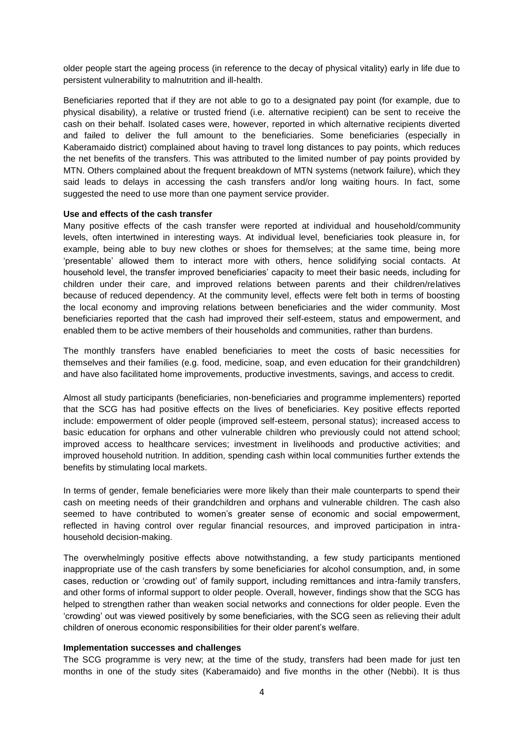older people start the ageing process (in reference to the decay of physical vitality) early in life due to persistent vulnerability to malnutrition and ill-health.

Beneficiaries reported that if they are not able to go to a designated pay point (for example, due to physical disability), a relative or trusted friend (i.e. alternative recipient) can be sent to receive the cash on their behalf. Isolated cases were, however, reported in which alternative recipients diverted and failed to deliver the full amount to the beneficiaries. Some beneficiaries (especially in Kaberamaido district) complained about having to travel long distances to pay points, which reduces the net benefits of the transfers. This was attributed to the limited number of pay points provided by MTN. Others complained about the frequent breakdown of MTN systems (network failure), which they said leads to delays in accessing the cash transfers and/or long waiting hours. In fact, some suggested the need to use more than one payment service provider.

**Use and effects of the cash transfer**

Many positive effects of the cash transfer were reported at individual and household/community levels, often intertwined in interesting ways. At individual level, beneficiaries took pleasure in, for example, being able to buy new clothes or shoes for themselves; at the same time, being more 'presentable' allowed them to interact more with others, hence solidifying social contacts. At household level, the transfer improved beneficiaries' capacity to meet their basic needs, including for children under their care, and improved relations between parents and their children/relatives because of reduced dependency. At the community level, effects were felt both in terms of boosting the local economy and improving relations between beneficiaries and the wider community. Most beneficiaries reported that the cash had improved their self-esteem, status and empowerment, and enabled them to be active members of their households and communities, rather than burdens.

The monthly transfers have enabled beneficiaries to meet the costs of basic necessities for themselves and their families (e.g. food, medicine, soap, and even education for their grandchildren) and have also facilitated home improvements, productive investments, savings, and access to credit.

Almost all study participants (beneficiaries, non-beneficiaries and programme implementers) reported that the SCG has had positive effects on the lives of beneficiaries. Key positive effects reported include: empowerment of older people (improved self-esteem, personal status); increased access to basic education for orphans and other vulnerable children who previously could not attend school; improved access to healthcare services; investment in livelihoods and productive activities; and improved household nutrition. In addition, spending cash within local communities further extends the benefits by stimulating local markets.

In terms of gender, female beneficiaries were more likely than their male counterparts to spend their cash on meeting needs of their grandchildren and orphans and vulnerable children. The cash also seemed to have contributed to women's greater sense of economic and social empowerment, reflected in having control over regular financial resources, and improved participation in intra-household decision-making.

The overwhelmingly positive effects above notwithstanding, a few study participants mentioned inappropriate use of the cash transfers by some beneficiaries for alcohol consumption, and, in some cases, reduction or 'crowding out' of family support, including remittances and intra-family transfers, and other forms of informal support to older people. Overall, however, findings show that the SCG has helped to strengthen rather than weaken social networks and connections for older people. Even the 'crowding' out was viewed positively by some beneficiaries, with the SCG seen as relieving their adult children of onerous economic responsibilities for their older parent's welfare.

**Implementation successes and challenges**

The SCG programme is very new; at the time of the study, transfers had been made for just ten months in one of the study sites (Kaberamaido) and five months in the other (Nebbi). It is thus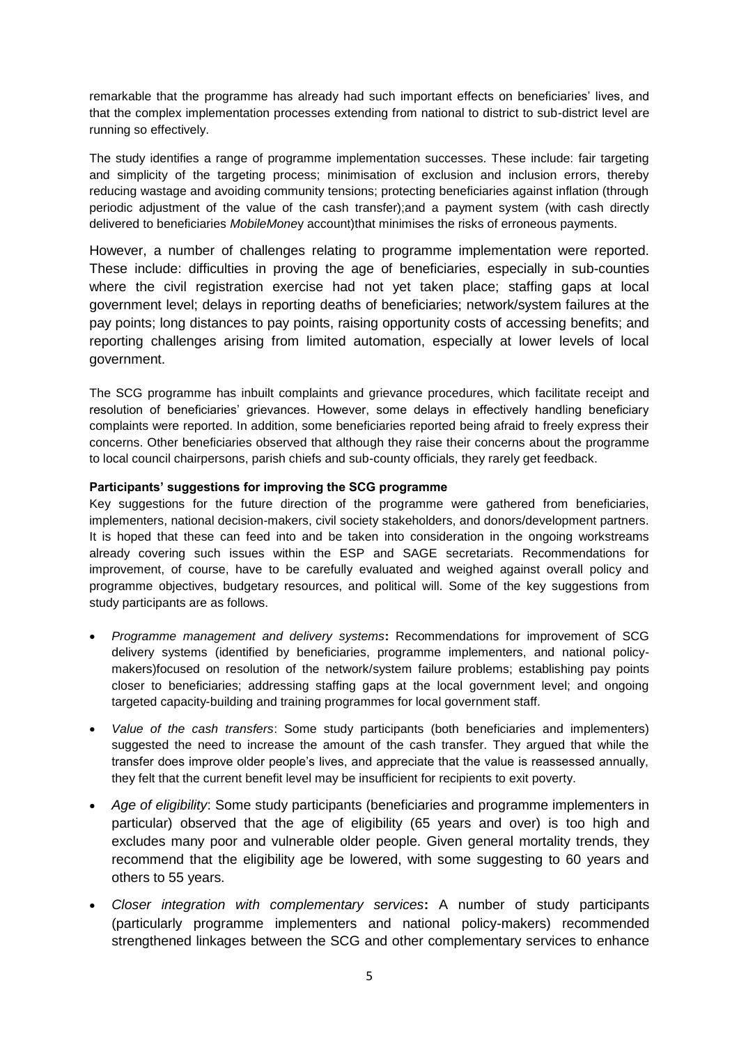remarkable that the programme has already had such important effects on beneficiaries' lives, and that the complex implementation processes extending from national to district to sub-district level are running so effectively.

The study identifies a range of programme implementation successes. These include: fair targeting and simplicity of the targeting process; minimisation of exclusion and inclusion errors, thereby reducing wastage and avoiding community tensions; protecting beneficiaries against inflation (through periodic adjustment of the value of the cash transfer);and a payment system (with cash directly delivered to beneficiaries *MobileMone*y account)that minimises the risks of erroneous payments.

However, a number of challenges relating to programme implementation were reported. These include: difficulties in proving the age of beneficiaries, especially in sub-counties where the civil registration exercise had not yet taken place; staffing gaps at local government level; delays in reporting deaths of beneficiaries; network/system failures at the pay points; long distances to pay points, raising opportunity costs of accessing benefits; and reporting challenges arising from limited automation, especially at lower levels of local government.

The SCG programme has inbuilt complaints and grievance procedures, which facilitate receipt and resolution of beneficiaries' grievances. However, some delays in effectively handling beneficiary complaints were reported. In addition, some beneficiaries reported being afraid to freely express their concerns. Other beneficiaries observed that although they raise their concerns about the programme to local council chairpersons, parish chiefs and sub-county officials, they rarely get feedback.

**Participants' suggestions for improving the SCG programme**

Key suggestions for the future direction of the programme were gathered from beneficiaries, implementers, national decision-makers, civil society stakeholders, and donors/development partners. It is hoped that these can feed into and be taken into consideration in the ongoing workstreams already covering such issues within the ESP and SAGE secretariats. Recommendations for improvement, of course, have to be carefully evaluated and weighed against overall policy and programme objectives, budgetary resources, and political will. Some of the key suggestions from study participants are as follows.

- *Programme management and delivery systems***:** Recommendations for improvement of SCG delivery systems (identified by beneficiaries, programme implementers, and national policy-makers)focused on resolution of the network/system failure problems; establishing pay points closer to beneficiaries; addressing staffing gaps at the local government level; and ongoing targeted capacity-building and training programmes for local government staff.
- *Value of the cash transfers*: Some study participants (both beneficiaries and implementers) suggested the need to increase the amount of the cash transfer. They argued that while the transfer does improve older people's lives, and appreciate that the value is reassessed annually, they felt that the current benefit level may be insufficient for recipients to exit poverty.
- *Age of eligibility*: Some study participants (beneficiaries and programme implementers in particular) observed that the age of eligibility (65 years and over) is too high and excludes many poor and vulnerable older people. Given general mortality trends, they recommend that the eligibility age be lowered, with some suggesting to 60 years and others to 55 years.
- *Closer integration with complementary services***:** A number of study participants (particularly programme implementers and national policy-makers) recommended strengthened linkages between the SCG and other complementary services to enhance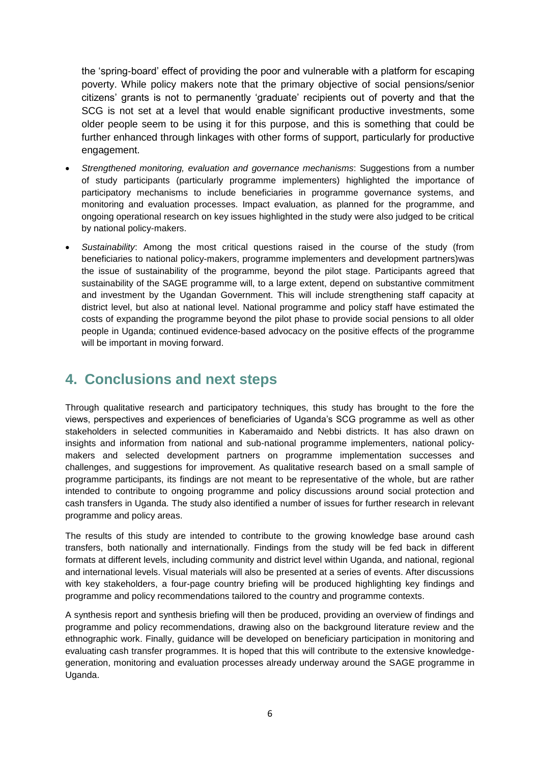the 'spring-board' effect of providing the poor and vulnerable with a platform for escaping poverty. While policy makers note that the primary objective of social pensions/senior citizens' grants is not to permanently 'graduate' recipients out of poverty and that the SCG is not set at a level that would enable significant productive investments, some older people seem to be using it for this purpose, and this is something that could be further enhanced through linkages with other forms of support, particularly for productive engagement.

- *Strengthened monitoring, evaluation and governance mechanisms*: Suggestions from a number of study participants (particularly programme implementers) highlighted the importance of participatory mechanisms to include beneficiaries in programme governance systems, and monitoring and evaluation processes. Impact evaluation, as planned for the programme, and ongoing operational research on key issues highlighted in the study were also judged to be critical by national policy-makers.
- *Sustainability*: Among the most critical questions raised in the course of the study (from beneficiaries to national policy-makers, programme implementers and development partners)was the issue of sustainability of the programme, beyond the pilot stage. Participants agreed that sustainability of the SAGE programme will, to a large extent, depend on substantive commitment and investment by the Ugandan Government. This will include strengthening staff capacity at district level, but also at national level. National programme and policy staff have estimated the costs of expanding the programme beyond the pilot phase to provide social pensions to all older people in Uganda; continued evidence-based advocacy on the positive effects of the programme will be important in moving forward.

## 4. Conclusions and next steps

Through qualitative research and participatory techniques, this study has brought to the fore the views, perspectives and experiences of beneficiaries of Uganda's SCG programme as well as other stakeholders in selected communities in Kaberamaido and Nebbi districts. It has also drawn on insights and information from national and sub-national programme implementers, national policy-makers and selected development partners on programme implementation successes and challenges, and suggestions for improvement. As qualitative research based on a small sample of programme participants, its findings are not meant to be representative of the whole, but are rather intended to contribute to ongoing programme and policy discussions around social protection and cash transfers in Uganda. The study also identified a number of issues for further research in relevant programme and policy areas.

The results of this study are intended to contribute to the growing knowledge base around cash transfers, both nationally and internationally. Findings from the study will be fed back in different formats at different levels, including community and district level within Uganda, and national, regional and international levels. Visual materials will also be presented at a series of events. After discussions with key stakeholders, a four-page country briefing will be produced highlighting key findings and programme and policy recommendations tailored to the country and programme contexts.

A synthesis report and synthesis briefing will then be produced, providing an overview of findings and programme and policy recommendations, drawing also on the background literature review and the ethnographic work. Finally, guidance will be developed on beneficiary participation in monitoring and evaluating cash transfer programmes. It is hoped that this will contribute to the extensive knowledge-generation, monitoring and evaluation processes already underway around the SAGE programme in Uganda.